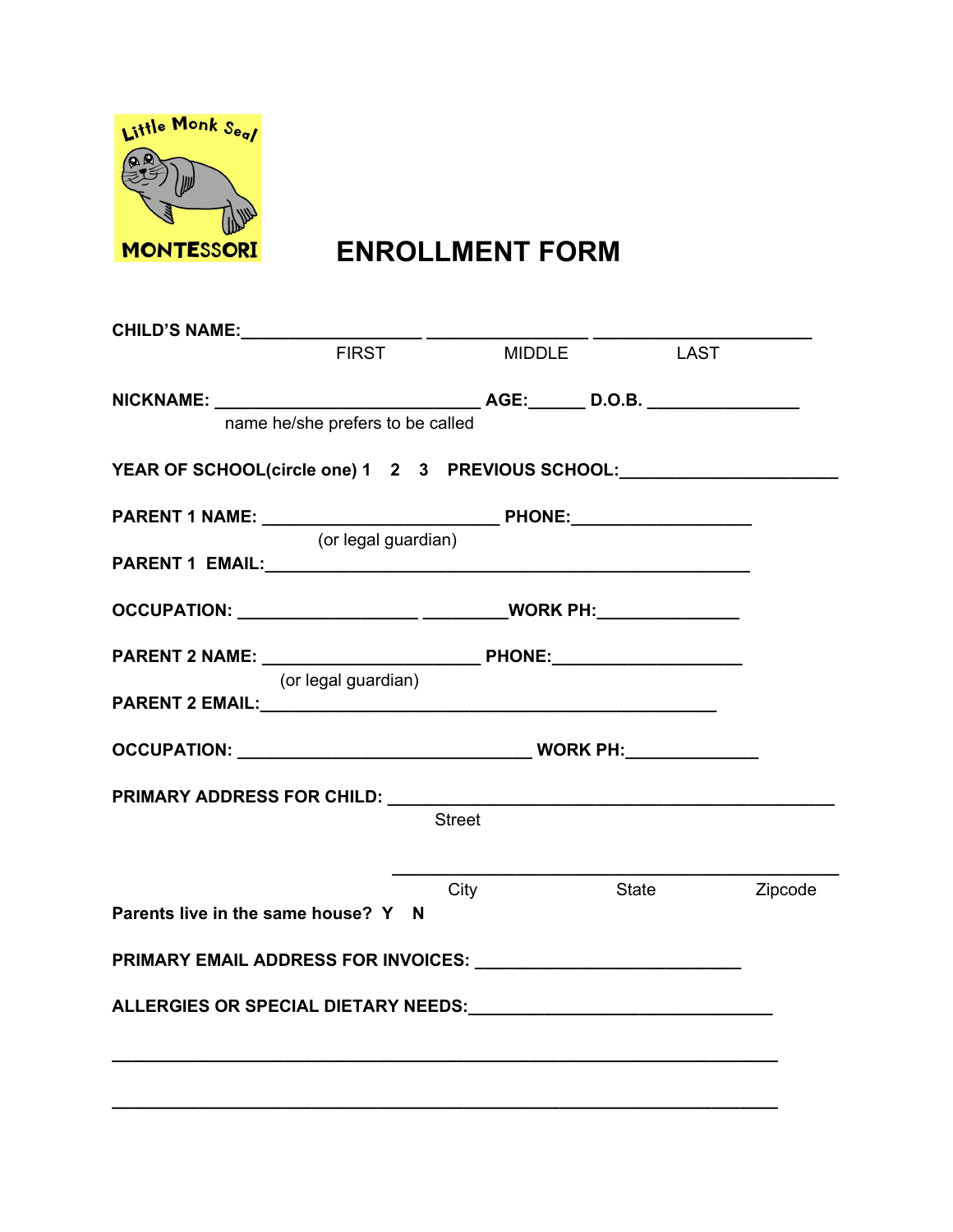Little Monk Seal

MONTESSORI

# ENROLLMENT FORM

**CHILD'S NAME:**___________________ _________________ _______________________

FIRST MIDDLE LAST

**NICKNAME:** ____________________________ **AGE:**______ **D.O.B.** ________________

name he/she prefers to be called

**YEAR OF SCHOOL(circle one) 1 2 3 PREVIOUS SCHOOL:**_______________________

**PARENT 1 NAME:** _________________________ **PHONE:**___________________

(or legal guardian)

**PARENT 1 EMAIL:**___________________________________________________

**OCCUPATION:** ___________________ _________**WORK PH:**_______________

**PARENT 2 NAME:** _______________________ **PHONE:**____________________

(or legal guardian)

**PARENT 2 EMAIL:**________________________________________________

**OCCUPATION:** _______________________________ **WORK PH:**______________

**PRIMARY ADDRESS FOR CHILD:** ______________________________________________

Street

_______________________________________________

City State Zipcode

**Parents live in the same house? Y N**

**PRIMARY EMAIL ADDRESS FOR INVOICES:** ____________________________

**ALLERGIES OR SPECIAL DIETARY NEEDS:**________________________________

______________________________________________________________________

______________________________________________________________________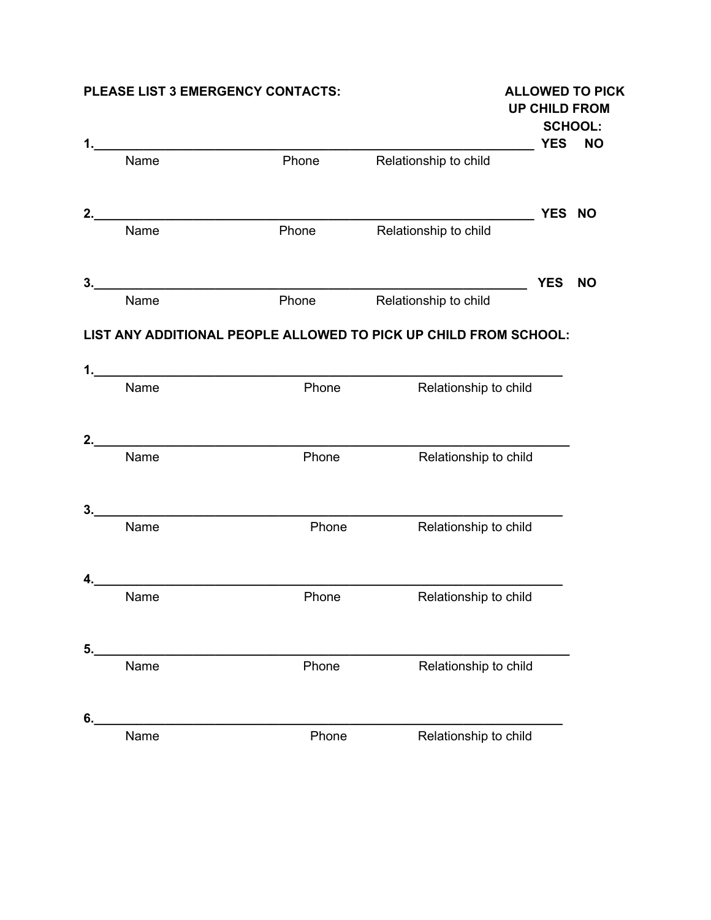**PLEASE LIST 3 EMERGENCY CONTACTS:** **ALLOWED TO PICK UP CHILD FROM SCHOOL:**

1.\_\_\_\_\_\_\_\_\_\_\_\_\_\_\_\_\_\_\_\_\_\_\_\_\_\_\_\_\_\_\_\_\_\_\_\_\_\_\_\_\_\_\_\_\_\_\_\_\_\_\_\_\_\_\_\_\_\_\_\_\_\_ **YES NO**

Name Phone Relationship to child

2.\_\_\_\_\_\_\_\_\_\_\_\_\_\_\_\_\_\_\_\_\_\_\_\_\_\_\_\_\_\_\_\_\_\_\_\_\_\_\_\_\_\_\_\_\_\_\_\_\_\_\_\_\_\_\_\_\_\_\_\_\_\_ **YES NO**

Name Phone Relationship to child

3.\_\_\_\_\_\_\_\_\_\_\_\_\_\_\_\_\_\_\_\_\_\_\_\_\_\_\_\_\_\_\_\_\_\_\_\_\_\_\_\_\_\_\_\_\_\_\_\_\_\_\_\_\_\_\_\_\_\_\_\_\_\_ **YES NO**

Name Phone Relationship to child

**LIST ANY ADDITIONAL PEOPLE ALLOWED TO PICK UP CHILD FROM SCHOOL:**

1.\_\_\_\_\_\_\_\_\_\_\_\_\_\_\_\_\_\_\_\_\_\_\_\_\_\_\_\_\_\_\_\_\_\_\_\_\_\_\_\_\_\_\_\_\_\_\_\_\_\_\_\_\_\_\_\_\_\_\_\_\_\_\_\_

Name Phone Relationship to child

2.\_\_\_\_\_\_\_\_\_\_\_\_\_\_\_\_\_\_\_\_\_\_\_\_\_\_\_\_\_\_\_\_\_\_\_\_\_\_\_\_\_\_\_\_\_\_\_\_\_\_\_\_\_\_\_\_\_\_\_\_\_\_\_\_

Name Phone Relationship to child

3.\_\_\_\_\_\_\_\_\_\_\_\_\_\_\_\_\_\_\_\_\_\_\_\_\_\_\_\_\_\_\_\_\_\_\_\_\_\_\_\_\_\_\_\_\_\_\_\_\_\_\_\_\_\_\_\_\_\_\_\_\_\_\_\_

Name Phone Relationship to child

4.\_\_\_\_\_\_\_\_\_\_\_\_\_\_\_\_\_\_\_\_\_\_\_\_\_\_\_\_\_\_\_\_\_\_\_\_\_\_\_\_\_\_\_\_\_\_\_\_\_\_\_\_\_\_\_\_\_\_\_\_\_\_\_\_

Name Phone Relationship to child

5.\_\_\_\_\_\_\_\_\_\_\_\_\_\_\_\_\_\_\_\_\_\_\_\_\_\_\_\_\_\_\_\_\_\_\_\_\_\_\_\_\_\_\_\_\_\_\_\_\_\_\_\_\_\_\_\_\_\_\_\_\_\_\_\_

Name Phone Relationship to child

6.\_\_\_\_\_\_\_\_\_\_\_\_\_\_\_\_\_\_\_\_\_\_\_\_\_\_\_\_\_\_\_\_\_\_\_\_\_\_\_\_\_\_\_\_\_\_\_\_\_\_\_\_\_\_\_\_\_\_\_\_\_\_\_\_

Name Phone Relationship to child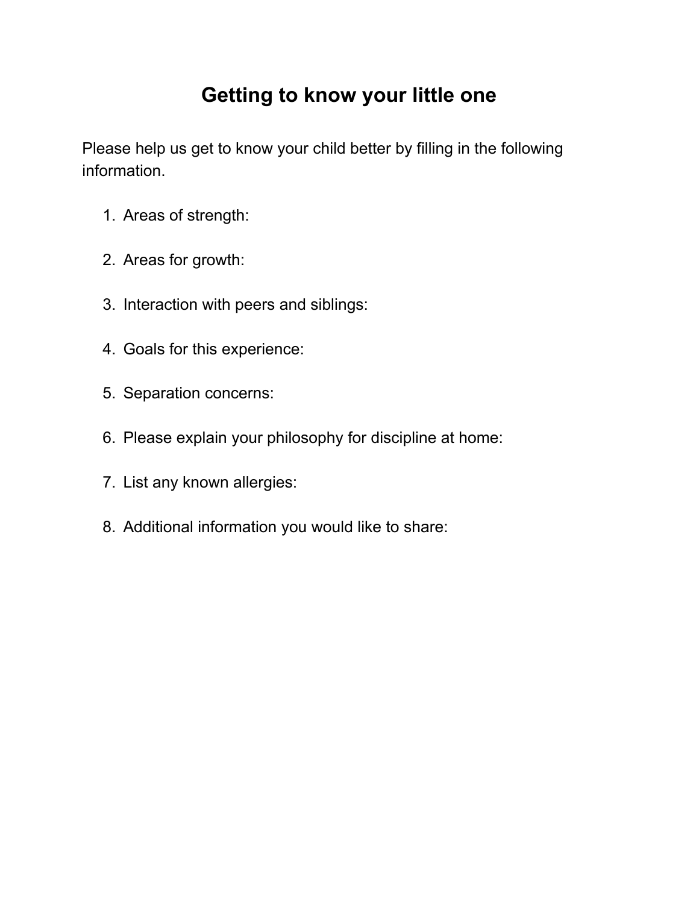# Getting to know your little one

Please help us get to know your child better by filling in the following information.

1. Areas of strength:
2. Areas for growth:
3. Interaction with peers and siblings:
4. Goals for this experience:
5. Separation concerns:
6. Please explain your philosophy for discipline at home:
7. List any known allergies:
8. Additional information you would like to share: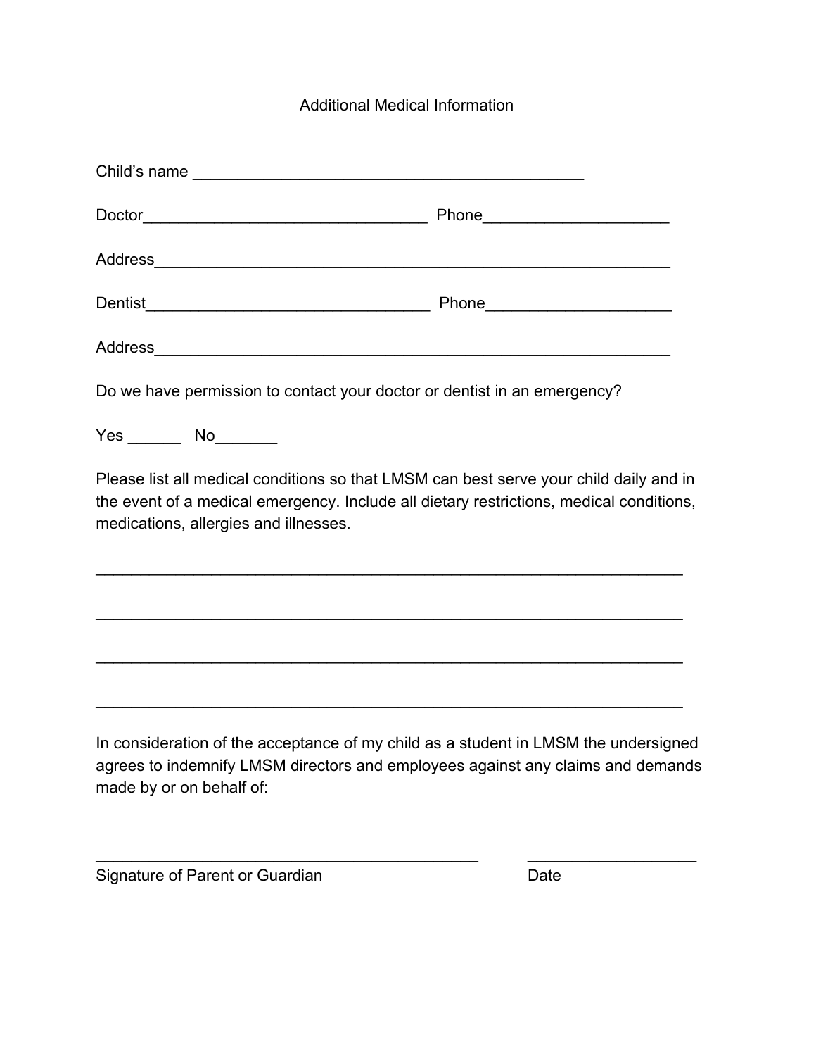# Additional Medical Information

Child's name ____________________________________________

Doctor________________________________ Phone____________________

Address__________________________________________________________

Dentist________________________________ Phone____________________

Address__________________________________________________________

Do we have permission to contact your doctor or dentist in an emergency?

Yes ______ No_______

Please list all medical conditions so that LMSM can best serve your child daily and in the event of a medical emergency. Include all dietary restrictions, medical conditions, medications, allergies and illnesses.

___________________________________________________________________

___________________________________________________________________

___________________________________________________________________

___________________________________________________________________

In consideration of the acceptance of my child as a student in LMSM the undersigned agrees to indemnify LMSM directors and employees against any claims and demands made by or on behalf of:

____________________________________________ ___________________

Signature of Parent or Guardian Date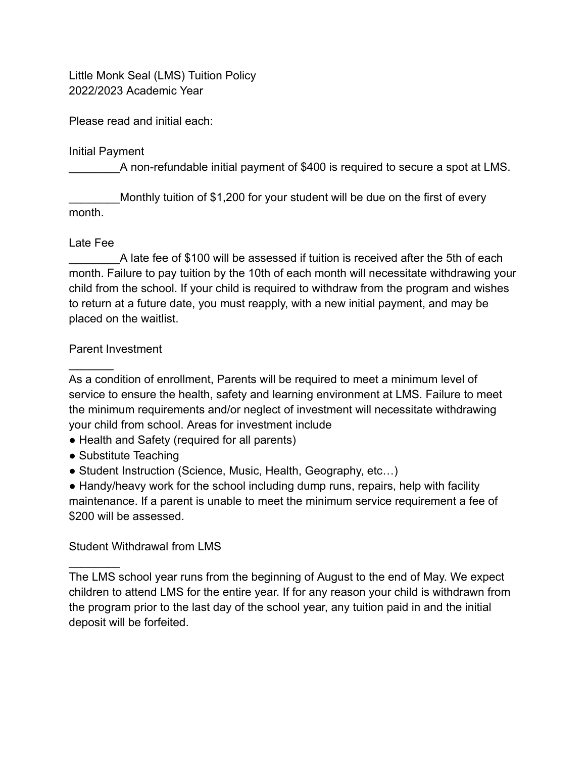Little Monk Seal (LMS) Tuition Policy
2022/2023 Academic Year

Please read and initial each:

Initial Payment

________A non-refundable initial payment of $400 is required to secure a spot at LMS.

________Monthly tuition of $1,200 for your student will be due on the first of every month.

Late Fee

________A late fee of $100 will be assessed if tuition is received after the 5th of each month. Failure to pay tuition by the 10th of each month will necessitate withdrawing your child from the school. If your child is required to withdraw from the program and wishes to return at a future date, you must reapply, with a new initial payment, and may be placed on the waitlist.

Parent Investment

_______

As a condition of enrollment, Parents will be required to meet a minimum level of service to ensure the health, safety and learning environment at LMS. Failure to meet the minimum requirements and/or neglect of investment will necessitate withdrawing your child from school. Areas for investment include

- Health and Safety (required for all parents)
- Substitute Teaching
- Student Instruction (Science, Music, Health, Geography, etc…)
- Handy/heavy work for the school including dump runs, repairs, help with facility maintenance. If a parent is unable to meet the minimum service requirement a fee of $200 will be assessed.

Student Withdrawal from LMS

________

The LMS school year runs from the beginning of August to the end of May. We expect children to attend LMS for the entire year. If for any reason your child is withdrawn from the program prior to the last day of the school year, any tuition paid in and the initial deposit will be forfeited.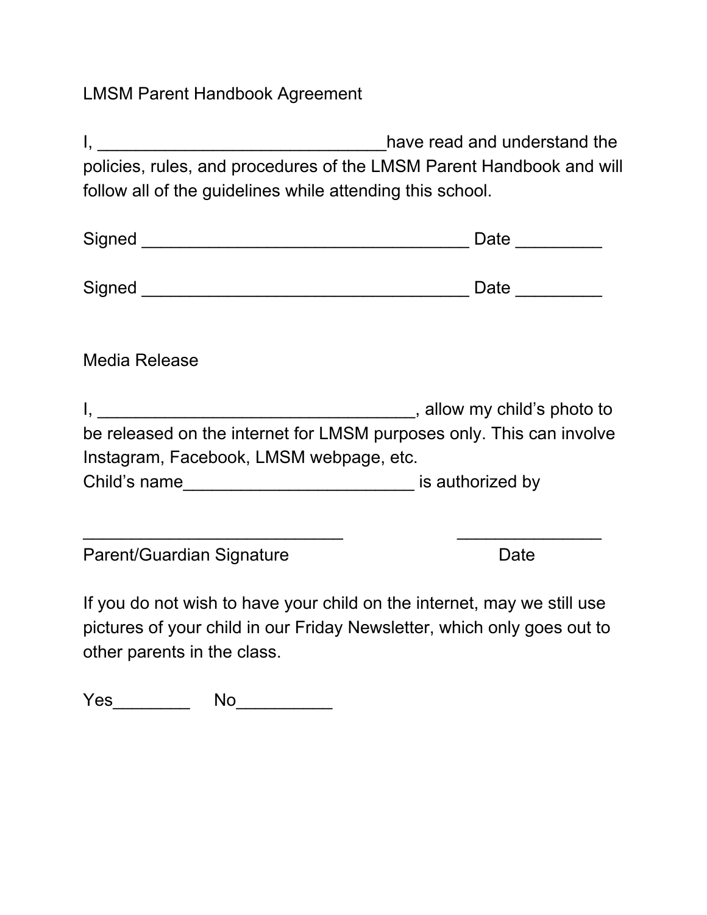LMSM Parent Handbook Agreement

I, ______________________________have read and understand the policies, rules, and procedures of the LMSM Parent Handbook and will follow all of the guidelines while attending this school.

Signed __________________________________ Date _________

Signed __________________________________ Date _________

Media Release

I, _________________________________, allow my child's photo to be released on the internet for LMSM purposes only. This can involve Instagram, Facebook, LMSM webpage, etc.
Child's name________________________ is authorized by

___________________________ _______________
Parent/Guardian Signature Date

If you do not wish to have your child on the internet, may we still use pictures of your child in our Friday Newsletter, which only goes out to other parents in the class.

Yes________ No__________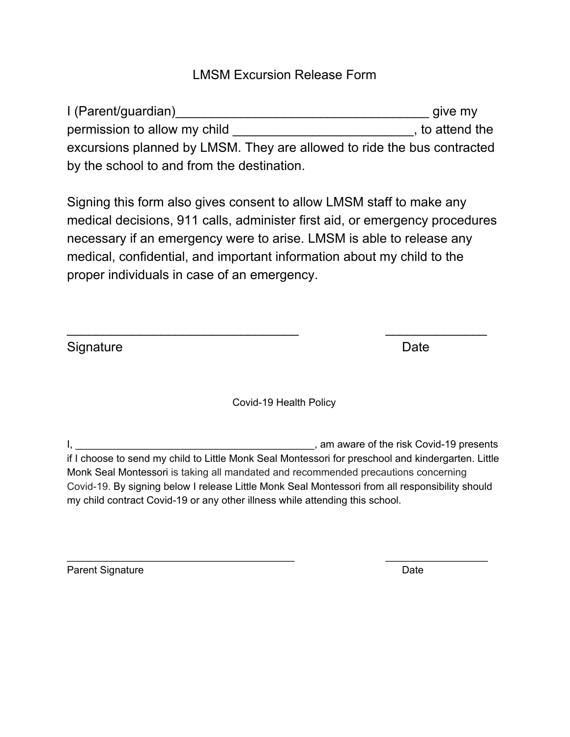# LMSM Excursion Release Form

I (Parent/guardian)____________________________________ give my permission to allow my child _________________________, to attend the excursions planned by LMSM. They are allowed to ride the bus contracted by the school to and from the destination.

Signing this form also gives consent to allow LMSM staff to make any medical decisions, 911 calls, administer first aid, or emergency procedures necessary if an emergency were to arise. LMSM is able to release any medical, confidential, and important information about my child to the proper individuals in case of an emergency.

_________________________________ ______________

Signature Date

## Covid-19 Health Policy

I, __________________________________________, am aware of the risk Covid-19 presents if I choose to send my child to Little Monk Seal Montessori for preschool and kindergarten. Little Monk Seal Montessori is taking all mandated and recommended precautions concerning Covid-19. By signing below I release Little Monk Seal Montessori from all responsibility should my child contract Covid-19 or any other illness while attending this school.

_______________________________________ _________________

Parent Signature Date